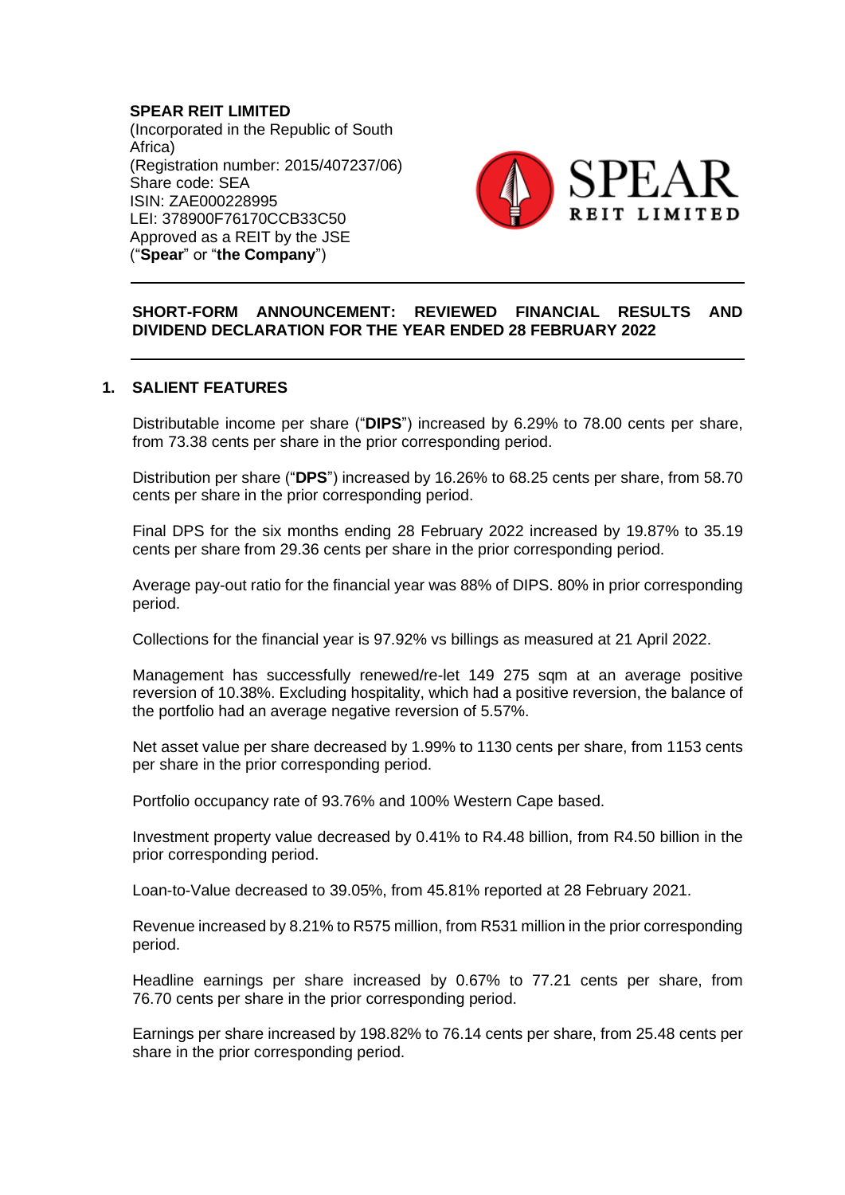**SPEAR REIT LIMITED**
(Incorporated in the Republic of South Africa)
(Registration number: 2015/407237/06)
Share code: SEA
ISIN: ZAE000228995
LEI: 378900F76170CCB33C50
Approved as a REIT by the JSE
("**Spear**" or "**the Company**")

**SHORT-FORM ANNOUNCEMENT: REVIEWED FINANCIAL RESULTS AND DIVIDEND DECLARATION FOR THE YEAR ENDED 28 FEBRUARY 2022**

## 1. SALIENT FEATURES

Distributable income per share ("**DIPS**") increased by 6.29% to 78.00 cents per share, from 73.38 cents per share in the prior corresponding period.

Distribution per share ("**DPS**") increased by 16.26% to 68.25 cents per share, from 58.70 cents per share in the prior corresponding period.

Final DPS for the six months ending 28 February 2022 increased by 19.87% to 35.19 cents per share from 29.36 cents per share in the prior corresponding period.

Average pay-out ratio for the financial year was 88% of DIPS. 80% in prior corresponding period.

Collections for the financial year is 97.92% vs billings as measured at 21 April 2022.

Management has successfully renewed/re-let 149 275 sqm at an average positive reversion of 10.38%. Excluding hospitality, which had a positive reversion, the balance of the portfolio had an average negative reversion of 5.57%.

Net asset value per share decreased by 1.99% to 1130 cents per share, from 1153 cents per share in the prior corresponding period.

Portfolio occupancy rate of 93.76% and 100% Western Cape based.

Investment property value decreased by 0.41% to R4.48 billion, from R4.50 billion in the prior corresponding period.

Loan-to-Value decreased to 39.05%, from 45.81% reported at 28 February 2021.

Revenue increased by 8.21% to R575 million, from R531 million in the prior corresponding period.

Headline earnings per share increased by 0.67% to 77.21 cents per share, from 76.70 cents per share in the prior corresponding period.

Earnings per share increased by 198.82% to 76.14 cents per share, from 25.48 cents per share in the prior corresponding period.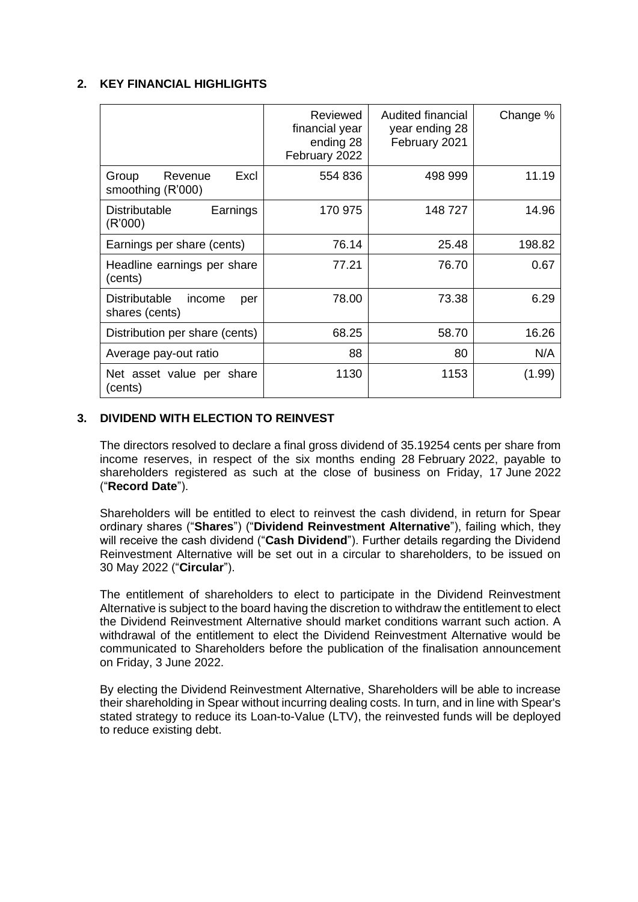## 2. KEY FINANCIAL HIGHLIGHTS

| | Reviewed financial year ending 28 February 2022 | Audited financial year ending 28 February 2021 | Change % |
|---|---|---|---|
| Group Revenue Excl smoothing (R'000) | 554 836 | 498 999 | 11.19 |
| Distributable Earnings (R'000) | 170 975 | 148 727 | 14.96 |
| Earnings per share (cents) | 76.14 | 25.48 | 198.82 |
| Headline earnings per share (cents) | 77.21 | 76.70 | 0.67 |
| Distributable income per shares (cents) | 78.00 | 73.38 | 6.29 |
| Distribution per share (cents) | 68.25 | 58.70 | 16.26 |
| Average pay-out ratio | 88 | 80 | N/A |
| Net asset value per share (cents) | 1130 | 1153 | (1.99) |

## 3. DIVIDEND WITH ELECTION TO REINVEST

The directors resolved to declare a final gross dividend of 35.19254 cents per share from income reserves, in respect of the six months ending 28 February 2022, payable to shareholders registered as such at the close of business on Friday, 17 June 2022 ("**Record Date**").

Shareholders will be entitled to elect to reinvest the cash dividend, in return for Spear ordinary shares ("**Shares**") ("**Dividend Reinvestment Alternative**"), failing which, they will receive the cash dividend ("**Cash Dividend**"). Further details regarding the Dividend Reinvestment Alternative will be set out in a circular to shareholders, to be issued on 30 May 2022 ("**Circular**").

The entitlement of shareholders to elect to participate in the Dividend Reinvestment Alternative is subject to the board having the discretion to withdraw the entitlement to elect the Dividend Reinvestment Alternative should market conditions warrant such action. A withdrawal of the entitlement to elect the Dividend Reinvestment Alternative would be communicated to Shareholders before the publication of the finalisation announcement on Friday, 3 June 2022.

By electing the Dividend Reinvestment Alternative, Shareholders will be able to increase their shareholding in Spear without incurring dealing costs. In turn, and in line with Spear's stated strategy to reduce its Loan-to-Value (LTV), the reinvested funds will be deployed to reduce existing debt.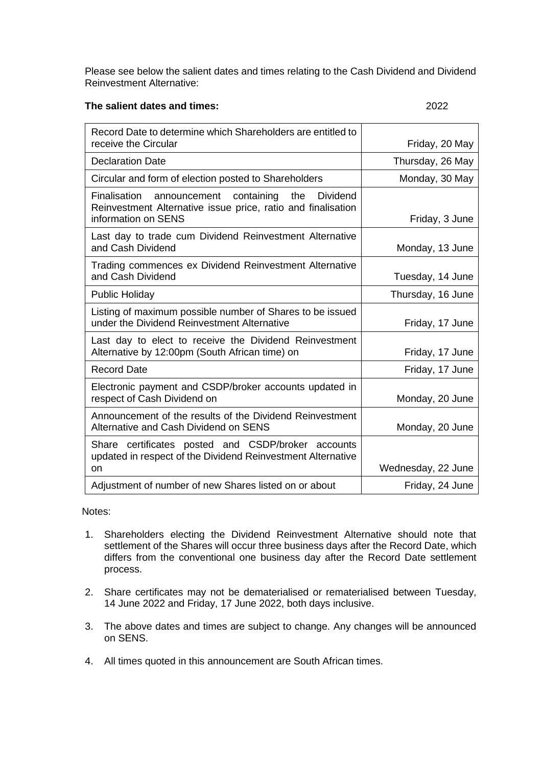Please see below the salient dates and times relating to the Cash Dividend and Dividend Reinvestment Alternative:

**The salient dates and times:** 2022

| | |
|---|---|
| Record Date to determine which Shareholders are entitled to receive the Circular | Friday, 20 May |
| Declaration Date | Thursday, 26 May |
| Circular and form of election posted to Shareholders | Monday, 30 May |
| Finalisation announcement containing the Dividend Reinvestment Alternative issue price, ratio and finalisation information on SENS | Friday, 3 June |
| Last day to trade cum Dividend Reinvestment Alternative and Cash Dividend | Monday, 13 June |
| Trading commences ex Dividend Reinvestment Alternative and Cash Dividend | Tuesday, 14 June |
| Public Holiday | Thursday, 16 June |
| Listing of maximum possible number of Shares to be issued under the Dividend Reinvestment Alternative | Friday, 17 June |
| Last day to elect to receive the Dividend Reinvestment Alternative by 12:00pm (South African time) on | Friday, 17 June |
| Record Date | Friday, 17 June |
| Electronic payment and CSDP/broker accounts updated in respect of Cash Dividend on | Monday, 20 June |
| Announcement of the results of the Dividend Reinvestment Alternative and Cash Dividend on SENS | Monday, 20 June |
| Share certificates posted and CSDP/broker accounts updated in respect of the Dividend Reinvestment Alternative on | Wednesday, 22 June |
| Adjustment of number of new Shares listed on or about | Friday, 24 June |

Notes:

1. Shareholders electing the Dividend Reinvestment Alternative should note that settlement of the Shares will occur three business days after the Record Date, which differs from the conventional one business day after the Record Date settlement process.

2. Share certificates may not be dematerialised or rematerialised between Tuesday, 14 June 2022 and Friday, 17 June 2022, both days inclusive.

3. The above dates and times are subject to change. Any changes will be announced on SENS.

4. All times quoted in this announcement are South African times.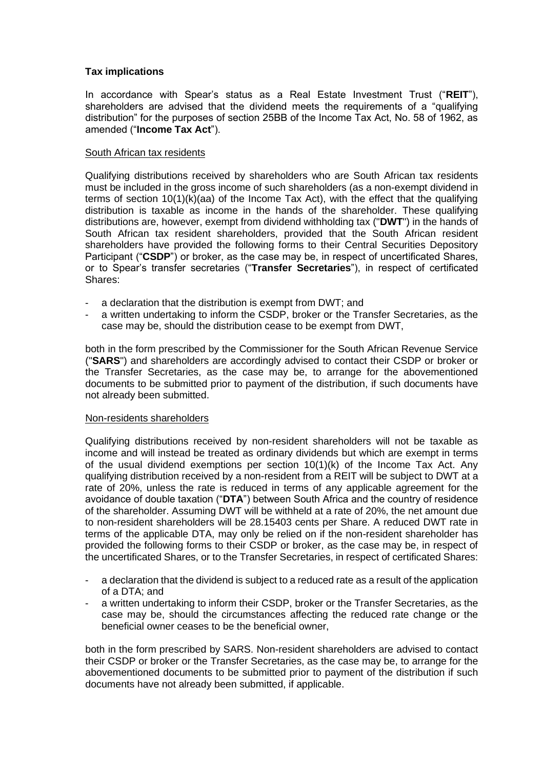**Tax implications**

In accordance with Spear's status as a Real Estate Investment Trust ("**REIT**"), shareholders are advised that the dividend meets the requirements of a "qualifying distribution" for the purposes of section 25BB of the Income Tax Act, No. 58 of 1962, as amended ("**Income Tax Act**").

South African tax residents

Qualifying distributions received by shareholders who are South African tax residents must be included in the gross income of such shareholders (as a non-exempt dividend in terms of section 10(1)(k)(aa) of the Income Tax Act), with the effect that the qualifying distribution is taxable as income in the hands of the shareholder. These qualifying distributions are, however, exempt from dividend withholding tax ("**DWT**") in the hands of South African tax resident shareholders, provided that the South African resident shareholders have provided the following forms to their Central Securities Depository Participant ("**CSDP**") or broker, as the case may be, in respect of uncertificated Shares, or to Spear's transfer secretaries ("**Transfer Secretaries**"), in respect of certificated Shares:

- a declaration that the distribution is exempt from DWT; and
- a written undertaking to inform the CSDP, broker or the Transfer Secretaries, as the case may be, should the distribution cease to be exempt from DWT,

both in the form prescribed by the Commissioner for the South African Revenue Service ("**SARS**") and shareholders are accordingly advised to contact their CSDP or broker or the Transfer Secretaries, as the case may be, to arrange for the abovementioned documents to be submitted prior to payment of the distribution, if such documents have not already been submitted.

Non-residents shareholders

Qualifying distributions received by non-resident shareholders will not be taxable as income and will instead be treated as ordinary dividends but which are exempt in terms of the usual dividend exemptions per section 10(1)(k) of the Income Tax Act. Any qualifying distribution received by a non-resident from a REIT will be subject to DWT at a rate of 20%, unless the rate is reduced in terms of any applicable agreement for the avoidance of double taxation ("**DTA**") between South Africa and the country of residence of the shareholder. Assuming DWT will be withheld at a rate of 20%, the net amount due to non-resident shareholders will be 28.15403 cents per Share. A reduced DWT rate in terms of the applicable DTA, may only be relied on if the non-resident shareholder has provided the following forms to their CSDP or broker, as the case may be, in respect of the uncertificated Shares, or to the Transfer Secretaries, in respect of certificated Shares:

- a declaration that the dividend is subject to a reduced rate as a result of the application of a DTA; and
- a written undertaking to inform their CSDP, broker or the Transfer Secretaries, as the case may be, should the circumstances affecting the reduced rate change or the beneficial owner ceases to be the beneficial owner,

both in the form prescribed by SARS. Non-resident shareholders are advised to contact their CSDP or broker or the Transfer Secretaries, as the case may be, to arrange for the abovementioned documents to be submitted prior to payment of the distribution if such documents have not already been submitted, if applicable.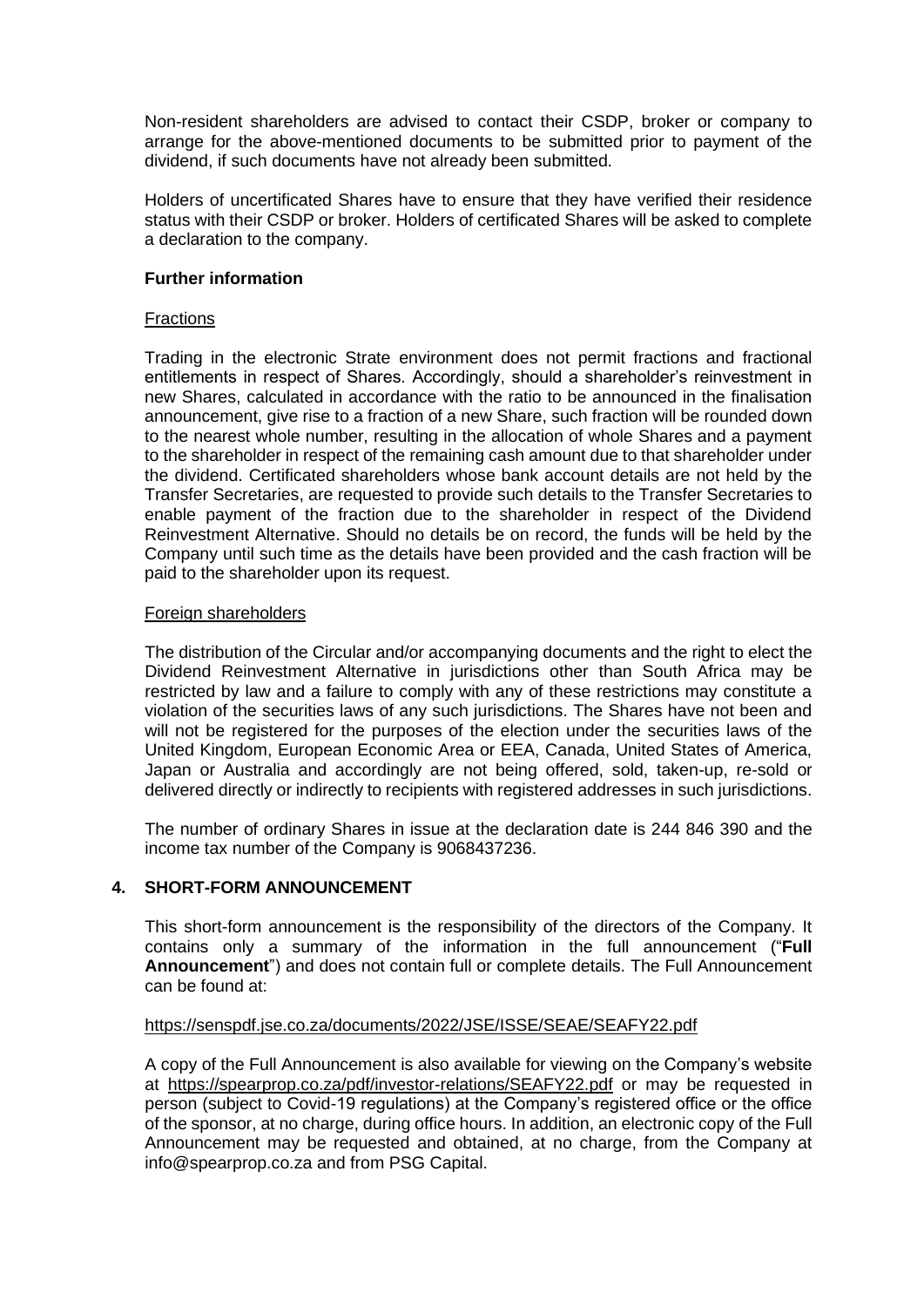Non-resident shareholders are advised to contact their CSDP, broker or company to arrange for the above-mentioned documents to be submitted prior to payment of the dividend, if such documents have not already been submitted.

Holders of uncertificated Shares have to ensure that they have verified their residence status with their CSDP or broker. Holders of certificated Shares will be asked to complete a declaration to the company.

**Further information**

Fractions

Trading in the electronic Strate environment does not permit fractions and fractional entitlements in respect of Shares. Accordingly, should a shareholder's reinvestment in new Shares, calculated in accordance with the ratio to be announced in the finalisation announcement, give rise to a fraction of a new Share, such fraction will be rounded down to the nearest whole number, resulting in the allocation of whole Shares and a payment to the shareholder in respect of the remaining cash amount due to that shareholder under the dividend. Certificated shareholders whose bank account details are not held by the Transfer Secretaries, are requested to provide such details to the Transfer Secretaries to enable payment of the fraction due to the shareholder in respect of the Dividend Reinvestment Alternative. Should no details be on record, the funds will be held by the Company until such time as the details have been provided and the cash fraction will be paid to the shareholder upon its request.

Foreign shareholders

The distribution of the Circular and/or accompanying documents and the right to elect the Dividend Reinvestment Alternative in jurisdictions other than South Africa may be restricted by law and a failure to comply with any of these restrictions may constitute a violation of the securities laws of any such jurisdictions. The Shares have not been and will not be registered for the purposes of the election under the securities laws of the United Kingdom, European Economic Area or EEA, Canada, United States of America, Japan or Australia and accordingly are not being offered, sold, taken-up, re-sold or delivered directly or indirectly to recipients with registered addresses in such jurisdictions.

The number of ordinary Shares in issue at the declaration date is 244 846 390 and the income tax number of the Company is 9068437236.

## 4. SHORT-FORM ANNOUNCEMENT

This short-form announcement is the responsibility of the directors of the Company. It contains only a summary of the information in the full announcement ("**Full Announcement**") and does not contain full or complete details. The Full Announcement can be found at:

https://senspdf.jse.co.za/documents/2022/JSE/ISSE/SEAE/SEAFY22.pdf

A copy of the Full Announcement is also available for viewing on the Company's website at https://spearprop.co.za/pdf/investor-relations/SEAFY22.pdf or may be requested in person (subject to Covid-19 regulations) at the Company's registered office or the office of the sponsor, at no charge, during office hours. In addition, an electronic copy of the Full Announcement may be requested and obtained, at no charge, from the Company at info@spearprop.co.za and from PSG Capital.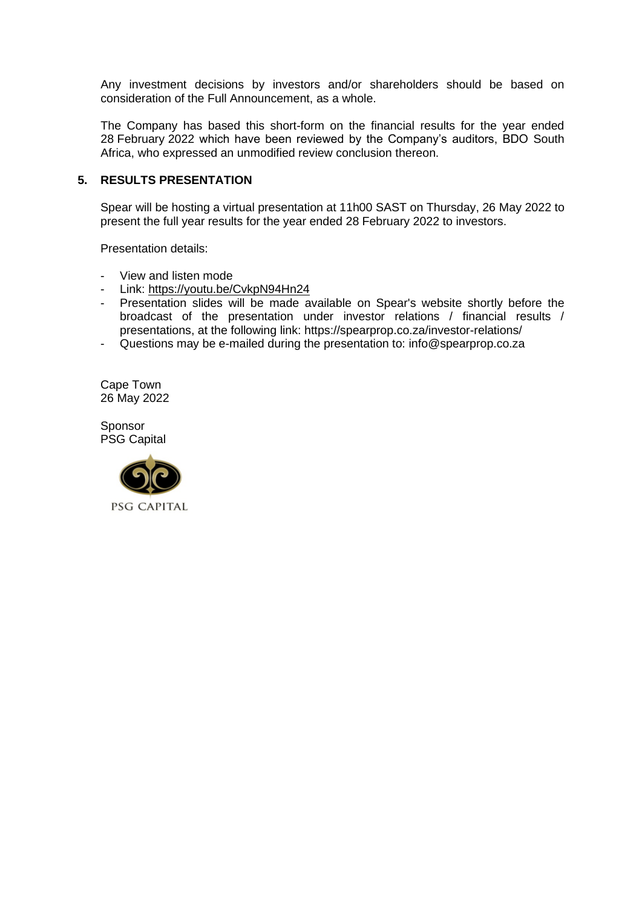Any investment decisions by investors and/or shareholders should be based on consideration of the Full Announcement, as a whole.

The Company has based this short-form on the financial results for the year ended 28 February 2022 which have been reviewed by the Company's auditors, BDO South Africa, who expressed an unmodified review conclusion thereon.

## 5. RESULTS PRESENTATION

Spear will be hosting a virtual presentation at 11h00 SAST on Thursday, 26 May 2022 to present the full year results for the year ended 28 February 2022 to investors.

Presentation details:

- View and listen mode
- Link: https://youtu.be/CvkpN94Hn24
- Presentation slides will be made available on Spear's website shortly before the broadcast of the presentation under investor relations / financial results / presentations, at the following link: https://spearprop.co.za/investor-relations/
- Questions may be e-mailed during the presentation to: info@spearprop.co.za

Cape Town
26 May 2022

Sponsor
PSG Capital

PSG CAPITAL